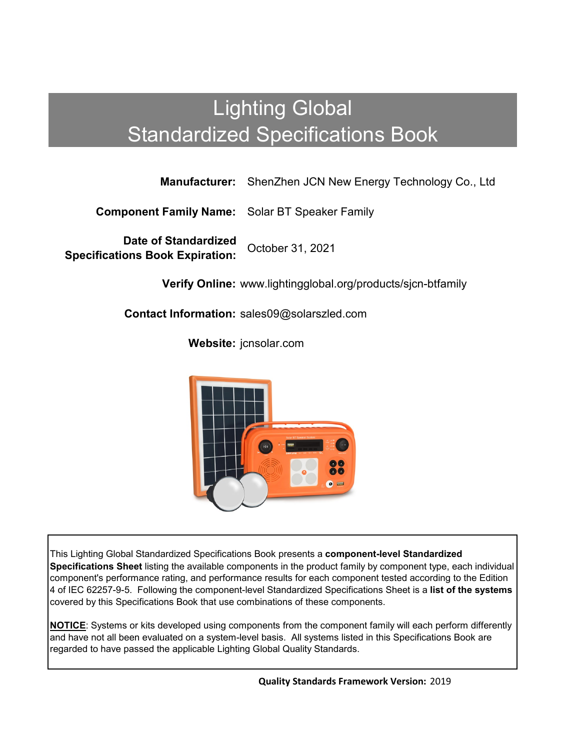# Lighting Global
# Standardized Specifications Book

**Manufacturer:** ShenZhen JCN New Energy Technology Co., Ltd

**Component Family Name:** Solar BT Speaker Family

**Date of Standardized Specifications Book Expiration:** October 31, 2021

**Verify Online:** www.lightingglobal.org/products/sjcn-btfamily

**Contact Information:** sales09@solarszled.com

**Website:** jcnsolar.com

This Lighting Global Standardized Specifications Book presents a **component-level Standardized Specifications Sheet** listing the available components in the product family by component type, each individual component's performance rating, and performance results for each component tested according to the Edition 4 of IEC 62257-9-5. Following the component-level Standardized Specifications Sheet is a **list of the systems** covered by this Specifications Book that use combinations of these components.

**NOTICE**: Systems or kits developed using components from the component family will each perform differently and have not all been evaluated on a system-level basis. All systems listed in this Specifications Book are regarded to have passed the applicable Lighting Global Quality Standards.

**Quality Standards Framework Version:** 2019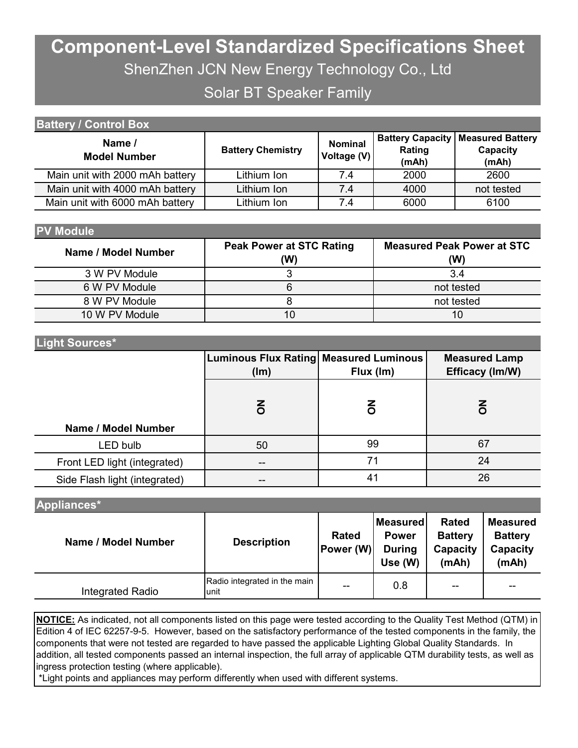# Component-Level Standardized Specifications Sheet

ShenZhen JCN New Energy Technology Co., Ltd

Solar BT Speaker Family

## Battery / Control Box

| Name / Model Number | Battery Chemistry | Nominal Voltage (V) | Battery Capacity Rating (mAh) | Measured Battery Capacity (mAh) |
|---|---|---|---|---|
| Main unit with 2000 mAh battery | Lithium Ion | 7.4 | 2000 | 2600 |
| Main unit with 4000 mAh battery | Lithium Ion | 7.4 | 4000 | not tested |
| Main unit with 6000 mAh battery | Lithium Ion | 7.4 | 6000 | 6100 |

## PV Module

| Name / Model Number | Peak Power at STC Rating (W) | Measured Peak Power at STC (W) |
|---|---|---|
| 3 W PV Module | 3 | 3.4 |
| 6 W PV Module | 6 | not tested |
| 8 W PV Module | 8 | not tested |
| 10 W PV Module | 10 | 10 |

## Light Sources*

| Name / Model Number | Luminous Flux Rating (lm) | Measured Luminous Flux (lm) | Measured Lamp Efficacy (lm/W) |
|---|---|---|---|
| | ON | ON | ON |
| LED bulb | 50 | 99 | 67 |
| Front LED light (integrated) | -- | 71 | 24 |
| Side Flash light (integrated) | -- | 41 | 26 |

## Appliances*

| Name / Model Number | Description | Rated Power (W) | Measured Power During Use (W) | Rated Battery Capacity (mAh) | Measured Battery Capacity (mAh) |
|---|---|---|---|---|---|
| Integrated Radio | Radio integrated in the main unit | -- | 0.8 | -- | -- |

**NOTICE:** As indicated, not all components listed on this page were tested according to the Quality Test Method (QTM) in Edition 4 of IEC 62257-9-5. However, based on the satisfactory performance of the tested components in the family, the components that were not tested are regarded to have passed the applicable Lighting Global Quality Standards. In addition, all tested components passed an internal inspection, the full array of applicable QTM durability tests, as well as ingress protection testing (where applicable).

*Light points and appliances may perform differently when used with different systems.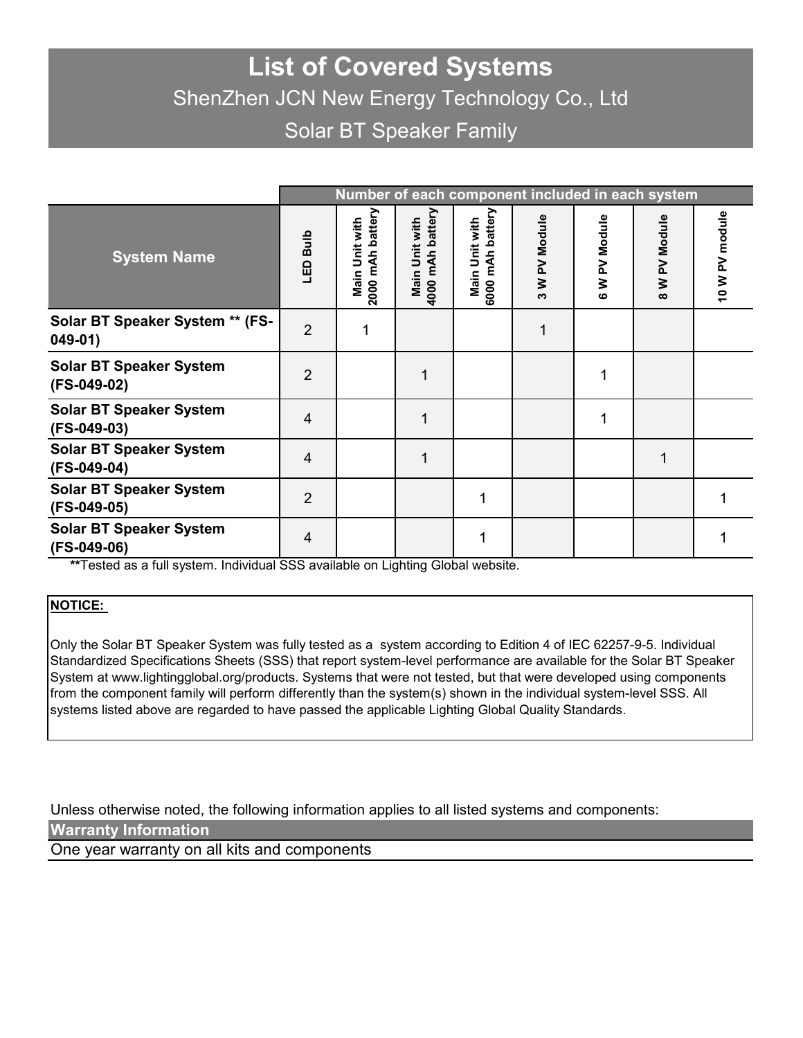# List of Covered Systems

## ShenZhen JCN New Energy Technology Co., Ltd

## Solar BT Speaker Family

| | Number of each component included in each system | | | | | | | |
|---|---|---|---|---|---|---|---|---|
| **System Name** | **LED Bulb** | **Main Unit with 2000 mAh battery** | **Main Unit with 4000 mAh battery** | **Main Unit with 6000 mAh battery** | **3 W PV Module** | **6 W PV Module** | **8 W PV Module** | **10 W PV module** |
| **Solar BT Speaker System ** (FS-049-01)** | 2 | 1 | | | 1 | | | |
| **Solar BT Speaker System (FS-049-02)** | 2 | | 1 | | | 1 | | |
| **Solar BT Speaker System (FS-049-03)** | 4 | | 1 | | | 1 | | |
| **Solar BT Speaker System (FS-049-04)** | 4 | | 1 | | | | 1 | |
| **Solar BT Speaker System (FS-049-05)** | 2 | | | 1 | | | | 1 |
| **Solar BT Speaker System (FS-049-06)** | 4 | | | 1 | | | | 1 |

**Tested as a full system. Individual SSS available on Lighting Global website.

**NOTICE:**

Only the Solar BT Speaker System was fully tested as a system according to Edition 4 of IEC 62257-9-5. Individual Standardized Specifications Sheets (SSS) that report system-level performance are available for the Solar BT Speaker System at www.lightingglobal.org/products. Systems that were not tested, but that were developed using components from the component family will perform differently than the system(s) shown in the individual system-level SSS. All systems listed above are regarded to have passed the applicable Lighting Global Quality Standards.

Unless otherwise noted, the following information applies to all listed systems and components:

**Warranty Information**

One year warranty on all kits and components